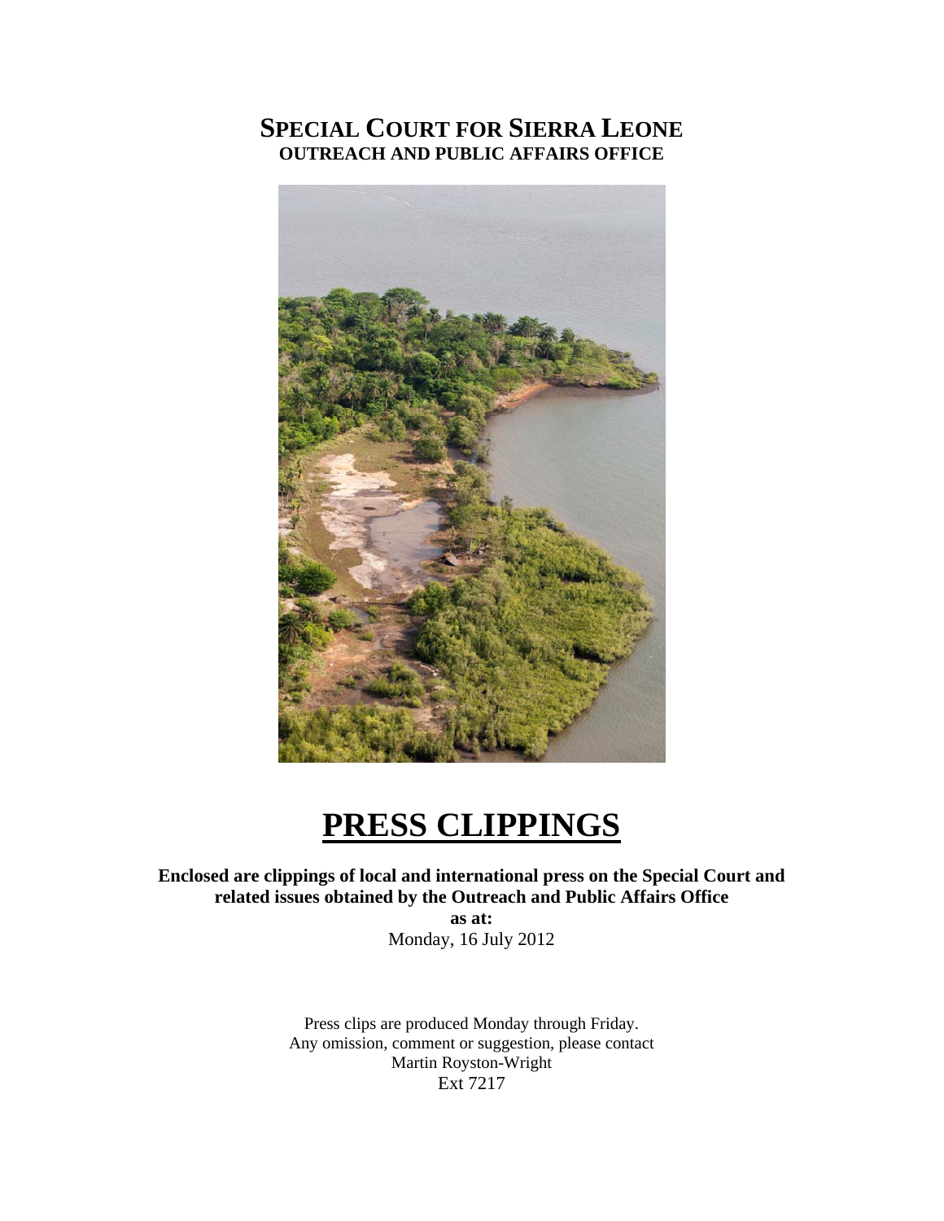# SPECIAL COURT FOR SIERRA LEONE
## OUTREACH AND PUBLIC AFFAIRS OFFICE

# PRESS CLIPPINGS

**Enclosed are clippings of local and international press on the Special Court and related issues obtained by the Outreach and Public Affairs Office**

**as at:**

Monday, 16 July 2012

Press clips are produced Monday through Friday.
Any omission, comment or suggestion, please contact
Martin Royston-Wright
Ext 7217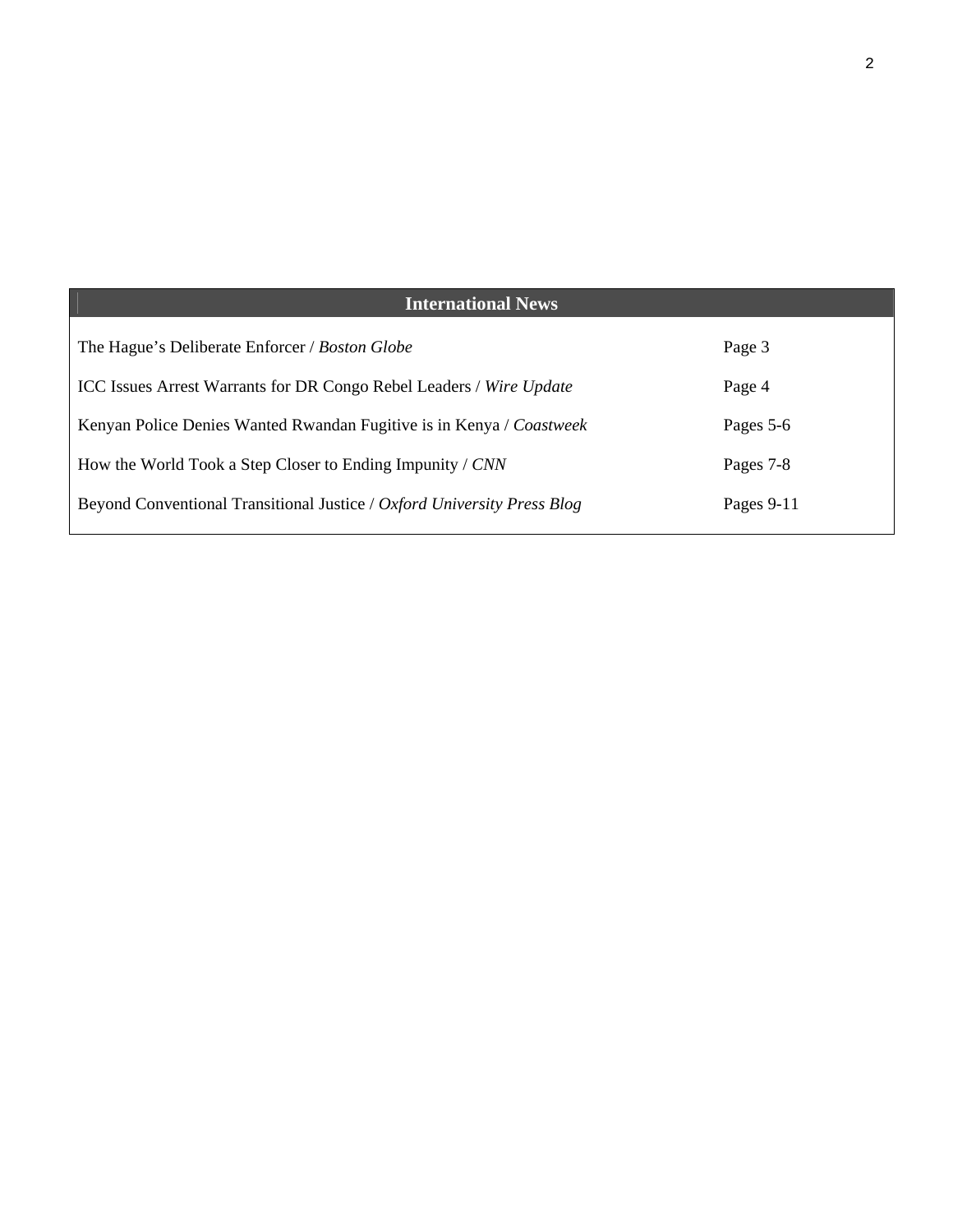## International News

| Article | Page |
|---|---|
| The Hague's Deliberate Enforcer / *Boston Globe* | Page 3 |
| ICC Issues Arrest Warrants for DR Congo Rebel Leaders / *Wire Update* | Page 4 |
| Kenyan Police Denies Wanted Rwandan Fugitive is in Kenya / *Coastweek* | Pages 5-6 |
| How the World Took a Step Closer to Ending Impunity / *CNN* | Pages 7-8 |
| Beyond Conventional Transitional Justice / *Oxford University Press Blog* | Pages 9-11 |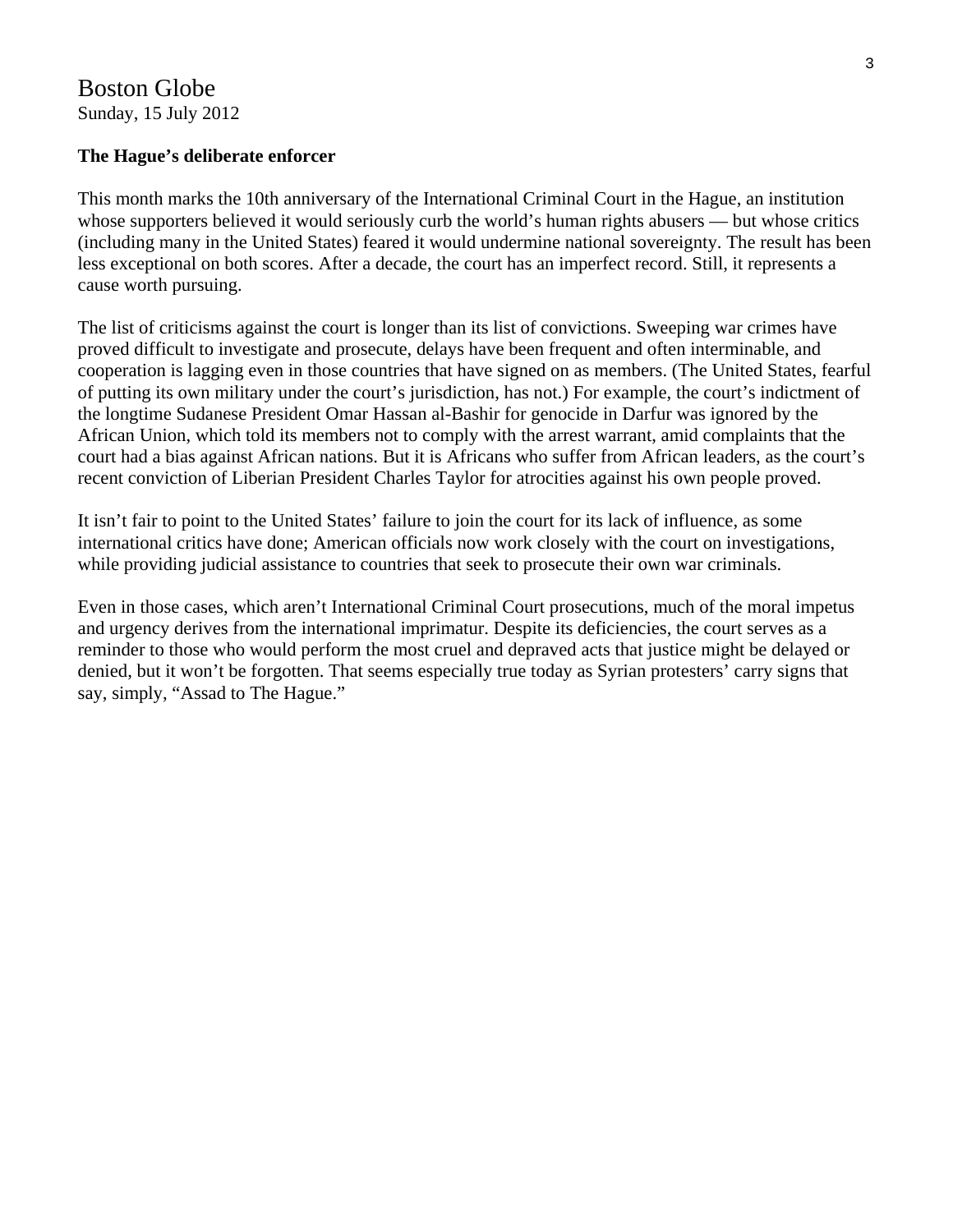Boston Globe
Sunday, 15 July 2012

**The Hague's deliberate enforcer**

This month marks the 10th anniversary of the International Criminal Court in the Hague, an institution whose supporters believed it would seriously curb the world's human rights abusers — but whose critics (including many in the United States) feared it would undermine national sovereignty. The result has been less exceptional on both scores. After a decade, the court has an imperfect record. Still, it represents a cause worth pursuing.

The list of criticisms against the court is longer than its list of convictions. Sweeping war crimes have proved difficult to investigate and prosecute, delays have been frequent and often interminable, and cooperation is lagging even in those countries that have signed on as members. (The United States, fearful of putting its own military under the court's jurisdiction, has not.) For example, the court's indictment of the longtime Sudanese President Omar Hassan al-Bashir for genocide in Darfur was ignored by the African Union, which told its members not to comply with the arrest warrant, amid complaints that the court had a bias against African nations. But it is Africans who suffer from African leaders, as the court's recent conviction of Liberian President Charles Taylor for atrocities against his own people proved.

It isn't fair to point to the United States' failure to join the court for its lack of influence, as some international critics have done; American officials now work closely with the court on investigations, while providing judicial assistance to countries that seek to prosecute their own war criminals.

Even in those cases, which aren't International Criminal Court prosecutions, much of the moral impetus and urgency derives from the international imprimatur. Despite its deficiencies, the court serves as a reminder to those who would perform the most cruel and depraved acts that justice might be delayed or denied, but it won't be forgotten. That seems especially true today as Syrian protesters' carry signs that say, simply, "Assad to The Hague."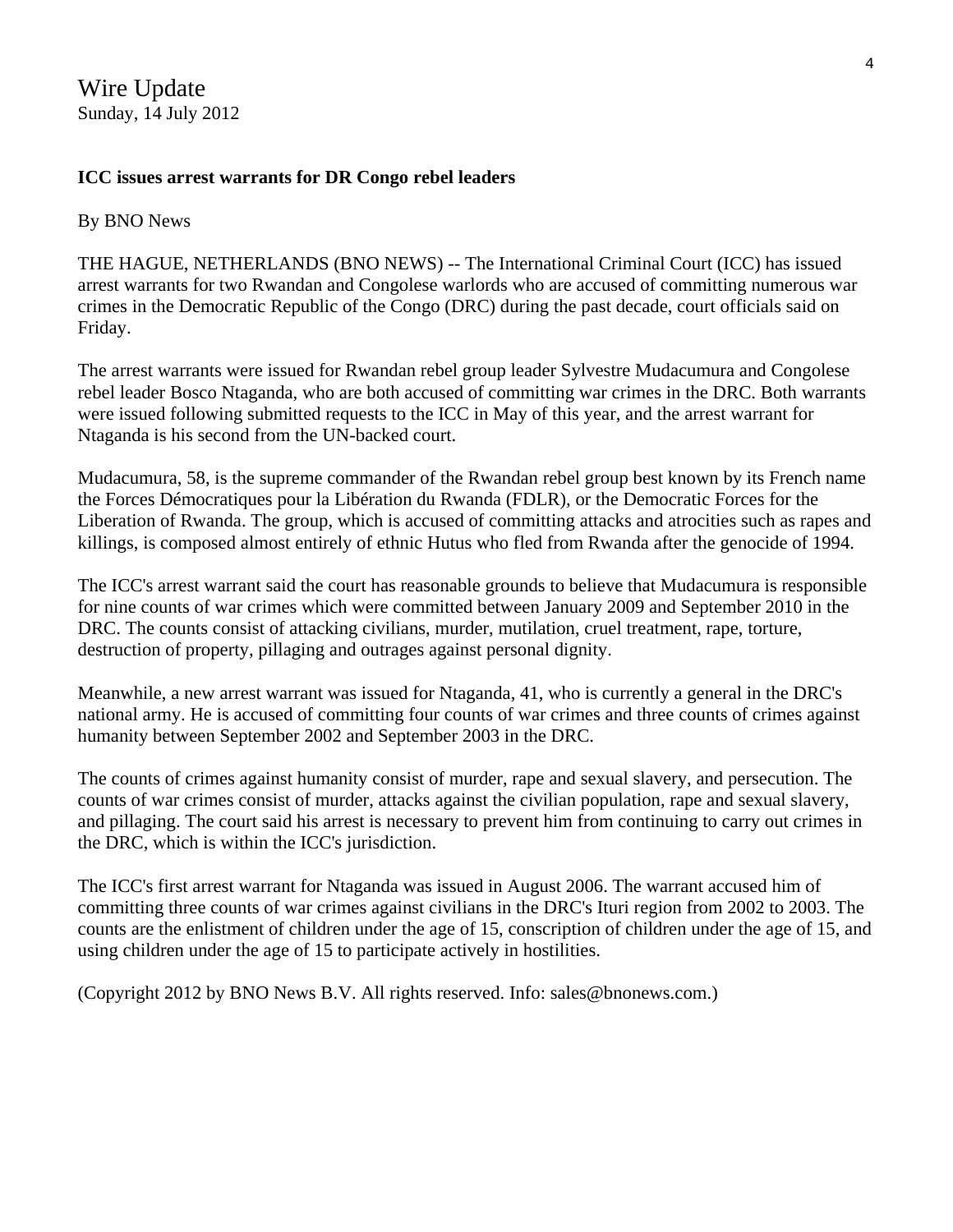Wire Update
Sunday, 14 July 2012

**ICC issues arrest warrants for DR Congo rebel leaders**

By BNO News

THE HAGUE, NETHERLANDS (BNO NEWS) -- The International Criminal Court (ICC) has issued arrest warrants for two Rwandan and Congolese warlords who are accused of committing numerous war crimes in the Democratic Republic of the Congo (DRC) during the past decade, court officials said on Friday.

The arrest warrants were issued for Rwandan rebel group leader Sylvestre Mudacumura and Congolese rebel leader Bosco Ntaganda, who are both accused of committing war crimes in the DRC. Both warrants were issued following submitted requests to the ICC in May of this year, and the arrest warrant for Ntaganda is his second from the UN-backed court.

Mudacumura, 58, is the supreme commander of the Rwandan rebel group best known by its French name the Forces Démocratiques pour la Libération du Rwanda (FDLR), or the Democratic Forces for the Liberation of Rwanda. The group, which is accused of committing attacks and atrocities such as rapes and killings, is composed almost entirely of ethnic Hutus who fled from Rwanda after the genocide of 1994.

The ICC's arrest warrant said the court has reasonable grounds to believe that Mudacumura is responsible for nine counts of war crimes which were committed between January 2009 and September 2010 in the DRC. The counts consist of attacking civilians, murder, mutilation, cruel treatment, rape, torture, destruction of property, pillaging and outrages against personal dignity.

Meanwhile, a new arrest warrant was issued for Ntaganda, 41, who is currently a general in the DRC's national army. He is accused of committing four counts of war crimes and three counts of crimes against humanity between September 2002 and September 2003 in the DRC.

The counts of crimes against humanity consist of murder, rape and sexual slavery, and persecution. The counts of war crimes consist of murder, attacks against the civilian population, rape and sexual slavery, and pillaging. The court said his arrest is necessary to prevent him from continuing to carry out crimes in the DRC, which is within the ICC's jurisdiction.

The ICC's first arrest warrant for Ntaganda was issued in August 2006. The warrant accused him of committing three counts of war crimes against civilians in the DRC's Ituri region from 2002 to 2003. The counts are the enlistment of children under the age of 15, conscription of children under the age of 15, and using children under the age of 15 to participate actively in hostilities.

(Copyright 2012 by BNO News B.V. All rights reserved. Info: sales@bnonews.com.)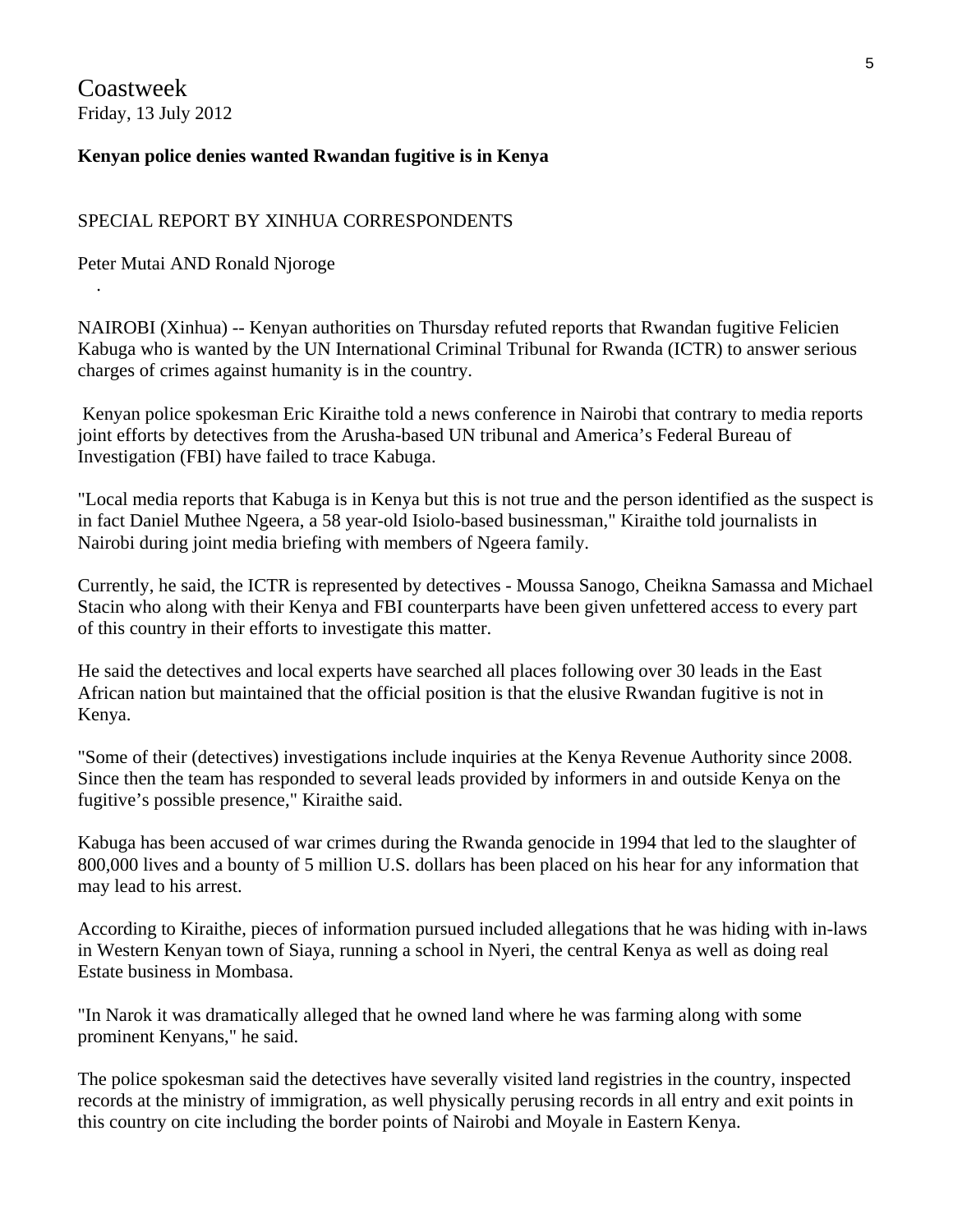Coastweek
Friday, 13 July 2012

**Kenyan police denies wanted Rwandan fugitive is in Kenya**

SPECIAL REPORT BY XINHUA CORRESPONDENTS

Peter Mutai AND Ronald Njoroge

.

NAIROBI (Xinhua) -- Kenyan authorities on Thursday refuted reports that Rwandan fugitive Felicien Kabuga who is wanted by the UN International Criminal Tribunal for Rwanda (ICTR) to answer serious charges of crimes against humanity is in the country.

Kenyan police spokesman Eric Kiraithe told a news conference in Nairobi that contrary to media reports joint efforts by detectives from the Arusha-based UN tribunal and America's Federal Bureau of Investigation (FBI) have failed to trace Kabuga.

"Local media reports that Kabuga is in Kenya but this is not true and the person identified as the suspect is in fact Daniel Muthee Ngeera, a 58 year-old Isiolo-based businessman," Kiraithe told journalists in Nairobi during joint media briefing with members of Ngeera family.

Currently, he said, the ICTR is represented by detectives - Moussa Sanogo, Cheikna Samassa and Michael Stacin who along with their Kenya and FBI counterparts have been given unfettered access to every part of this country in their efforts to investigate this matter.

He said the detectives and local experts have searched all places following over 30 leads in the East African nation but maintained that the official position is that the elusive Rwandan fugitive is not in Kenya.

"Some of their (detectives) investigations include inquiries at the Kenya Revenue Authority since 2008. Since then the team has responded to several leads provided by informers in and outside Kenya on the fugitive's possible presence," Kiraithe said.

Kabuga has been accused of war crimes during the Rwanda genocide in 1994 that led to the slaughter of 800,000 lives and a bounty of 5 million U.S. dollars has been placed on his hear for any information that may lead to his arrest.

According to Kiraithe, pieces of information pursued included allegations that he was hiding with in-laws in Western Kenyan town of Siaya, running a school in Nyeri, the central Kenya as well as doing real Estate business in Mombasa.

"In Narok it was dramatically alleged that he owned land where he was farming along with some prominent Kenyans," he said.

The police spokesman said the detectives have severally visited land registries in the country, inspected records at the ministry of immigration, as well physically perusing records in all entry and exit points in this country on cite including the border points of Nairobi and Moyale in Eastern Kenya.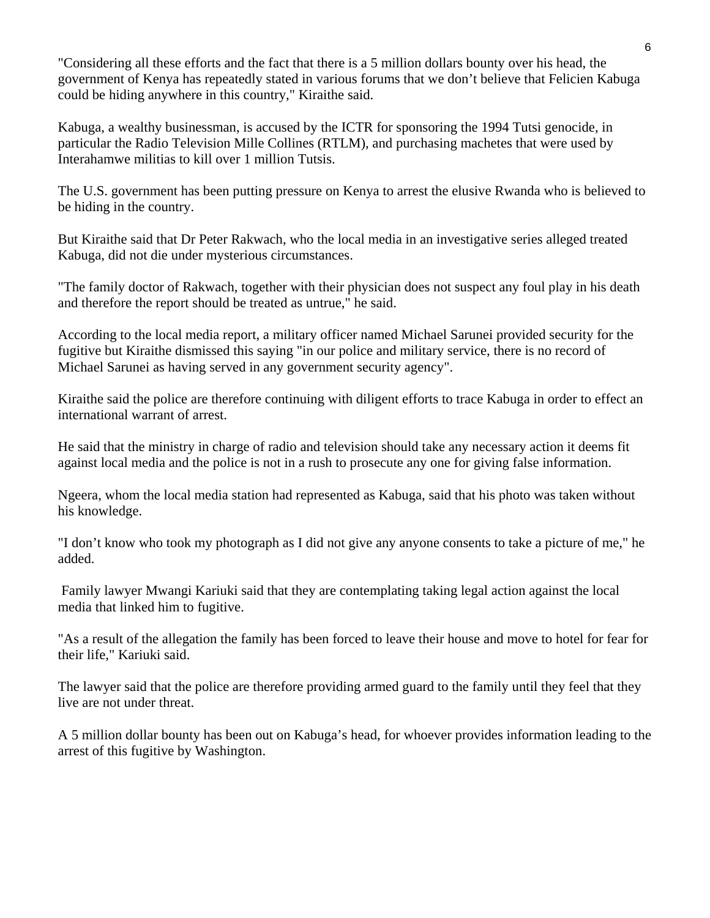"Considering all these efforts and the fact that there is a 5 million dollars bounty over his head, the government of Kenya has repeatedly stated in various forums that we don't believe that Felicien Kabuga could be hiding anywhere in this country," Kiraithe said.

Kabuga, a wealthy businessman, is accused by the ICTR for sponsoring the 1994 Tutsi genocide, in particular the Radio Television Mille Collines (RTLM), and purchasing machetes that were used by Interahamwe militias to kill over 1 million Tutsis.

The U.S. government has been putting pressure on Kenya to arrest the elusive Rwanda who is believed to be hiding in the country.

But Kiraithe said that Dr Peter Rakwach, who the local media in an investigative series alleged treated Kabuga, did not die under mysterious circumstances.

"The family doctor of Rakwach, together with their physician does not suspect any foul play in his death and therefore the report should be treated as untrue," he said.

According to the local media report, a military officer named Michael Sarunei provided security for the fugitive but Kiraithe dismissed this saying "in our police and military service, there is no record of Michael Sarunei as having served in any government security agency".

Kiraithe said the police are therefore continuing with diligent efforts to trace Kabuga in order to effect an international warrant of arrest.

He said that the ministry in charge of radio and television should take any necessary action it deems fit against local media and the police is not in a rush to prosecute any one for giving false information.

Ngeera, whom the local media station had represented as Kabuga, said that his photo was taken without his knowledge.

"I don't know who took my photograph as I did not give any anyone consents to take a picture of me," he added.

Family lawyer Mwangi Kariuki said that they are contemplating taking legal action against the local media that linked him to fugitive.

"As a result of the allegation the family has been forced to leave their house and move to hotel for fear for their life," Kariuki said.

The lawyer said that the police are therefore providing armed guard to the family until they feel that they live are not under threat.

A 5 million dollar bounty has been out on Kabuga's head, for whoever provides information leading to the arrest of this fugitive by Washington.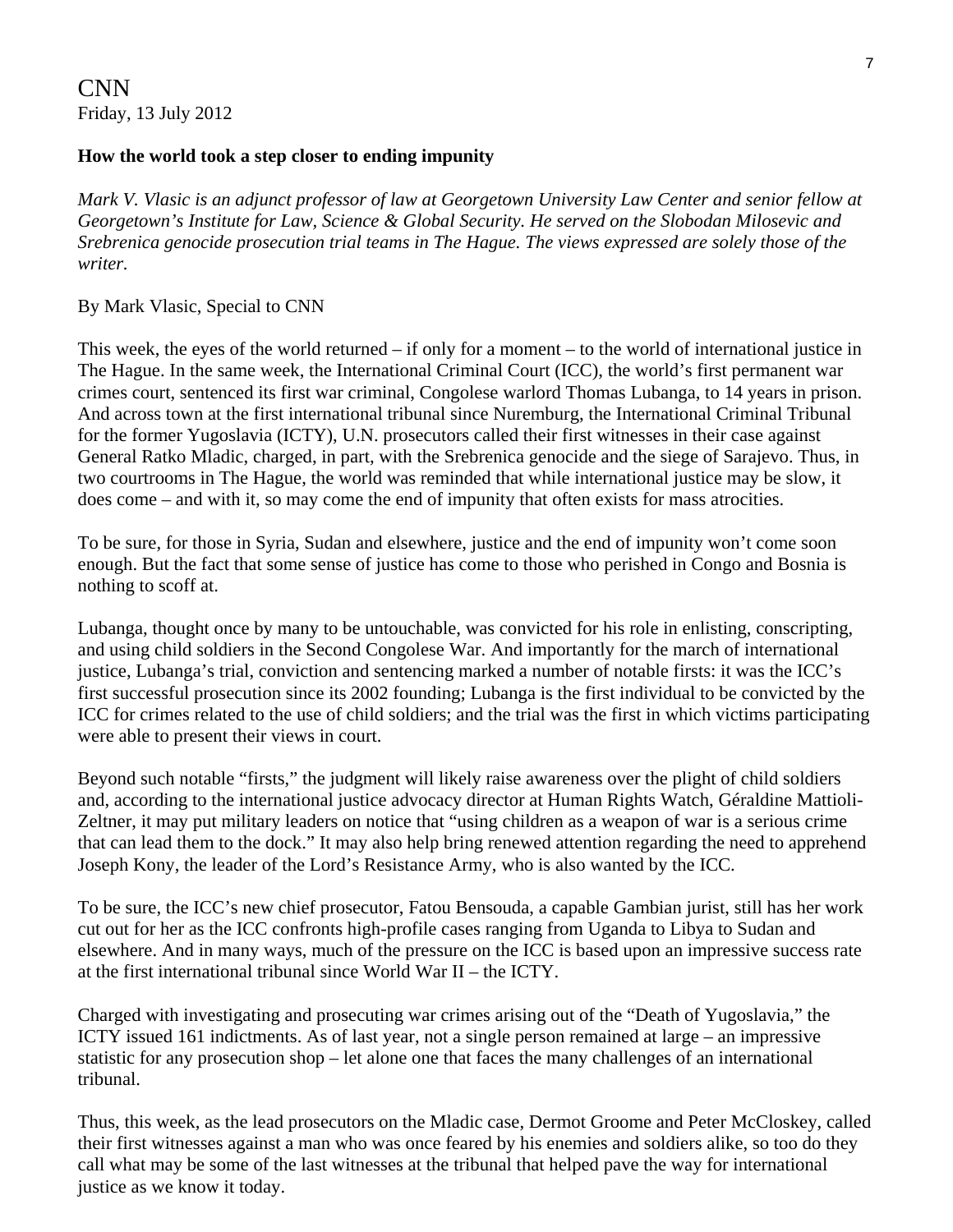CNN
Friday, 13 July 2012

**How the world took a step closer to ending impunity**

*Mark V. Vlasic is an adjunct professor of law at Georgetown University Law Center and senior fellow at Georgetown's Institute for Law, Science & Global Security. He served on the Slobodan Milosevic and Srebrenica genocide prosecution trial teams in The Hague. The views expressed are solely those of the writer.*

By Mark Vlasic, Special to CNN

This week, the eyes of the world returned – if only for a moment – to the world of international justice in The Hague. In the same week, the International Criminal Court (ICC), the world's first permanent war crimes court, sentenced its first war criminal, Congolese warlord Thomas Lubanga, to 14 years in prison. And across town at the first international tribunal since Nuremburg, the International Criminal Tribunal for the former Yugoslavia (ICTY), U.N. prosecutors called their first witnesses in their case against General Ratko Mladic, charged, in part, with the Srebrenica genocide and the siege of Sarajevo. Thus, in two courtrooms in The Hague, the world was reminded that while international justice may be slow, it does come – and with it, so may come the end of impunity that often exists for mass atrocities.

To be sure, for those in Syria, Sudan and elsewhere, justice and the end of impunity won't come soon enough. But the fact that some sense of justice has come to those who perished in Congo and Bosnia is nothing to scoff at.

Lubanga, thought once by many to be untouchable, was convicted for his role in enlisting, conscripting, and using child soldiers in the Second Congolese War. And importantly for the march of international justice, Lubanga's trial, conviction and sentencing marked a number of notable firsts: it was the ICC's first successful prosecution since its 2002 founding; Lubanga is the first individual to be convicted by the ICC for crimes related to the use of child soldiers; and the trial was the first in which victims participating were able to present their views in court.

Beyond such notable "firsts," the judgment will likely raise awareness over the plight of child soldiers and, according to the international justice advocacy director at Human Rights Watch, Géraldine Mattioli-Zeltner, it may put military leaders on notice that "using children as a weapon of war is a serious crime that can lead them to the dock." It may also help bring renewed attention regarding the need to apprehend Joseph Kony, the leader of the Lord's Resistance Army, who is also wanted by the ICC.

To be sure, the ICC's new chief prosecutor, Fatou Bensouda, a capable Gambian jurist, still has her work cut out for her as the ICC confronts high-profile cases ranging from Uganda to Libya to Sudan and elsewhere. And in many ways, much of the pressure on the ICC is based upon an impressive success rate at the first international tribunal since World War II – the ICTY.

Charged with investigating and prosecuting war crimes arising out of the "Death of Yugoslavia," the ICTY issued 161 indictments. As of last year, not a single person remained at large – an impressive statistic for any prosecution shop – let alone one that faces the many challenges of an international tribunal.

Thus, this week, as the lead prosecutors on the Mladic case, Dermot Groome and Peter McCloskey, called their first witnesses against a man who was once feared by his enemies and soldiers alike, so too do they call what may be some of the last witnesses at the tribunal that helped pave the way for international justice as we know it today.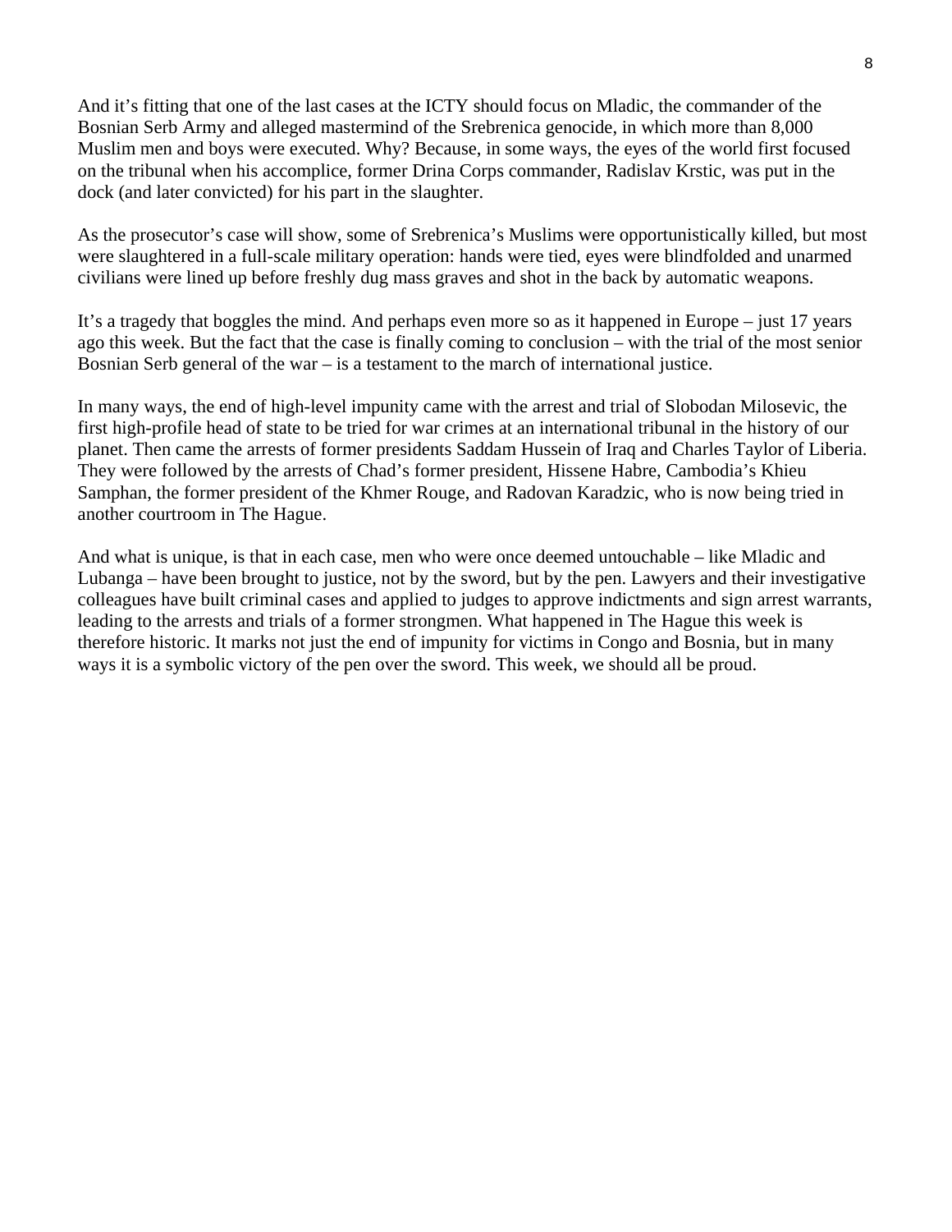And it’s fitting that one of the last cases at the ICTY should focus on Mladic, the commander of the Bosnian Serb Army and alleged mastermind of the Srebrenica genocide, in which more than 8,000 Muslim men and boys were executed. Why? Because, in some ways, the eyes of the world first focused on the tribunal when his accomplice, former Drina Corps commander, Radislav Krstic, was put in the dock (and later convicted) for his part in the slaughter.

As the prosecutor’s case will show, some of Srebrenica’s Muslims were opportunistically killed, but most were slaughtered in a full-scale military operation: hands were tied, eyes were blindfolded and unarmed civilians were lined up before freshly dug mass graves and shot in the back by automatic weapons.

It’s a tragedy that boggles the mind. And perhaps even more so as it happened in Europe – just 17 years ago this week. But the fact that the case is finally coming to conclusion – with the trial of the most senior Bosnian Serb general of the war – is a testament to the march of international justice.

In many ways, the end of high-level impunity came with the arrest and trial of Slobodan Milosevic, the first high-profile head of state to be tried for war crimes at an international tribunal in the history of our planet. Then came the arrests of former presidents Saddam Hussein of Iraq and Charles Taylor of Liberia. They were followed by the arrests of Chad’s former president, Hissene Habre, Cambodia’s Khieu Samphan, the former president of the Khmer Rouge, and Radovan Karadzic, who is now being tried in another courtroom in The Hague.

And what is unique, is that in each case, men who were once deemed untouchable – like Mladic and Lubanga – have been brought to justice, not by the sword, but by the pen. Lawyers and their investigative colleagues have built criminal cases and applied to judges to approve indictments and sign arrest warrants, leading to the arrests and trials of a former strongmen. What happened in The Hague this week is therefore historic. It marks not just the end of impunity for victims in Congo and Bosnia, but in many ways it is a symbolic victory of the pen over the sword. This week, we should all be proud.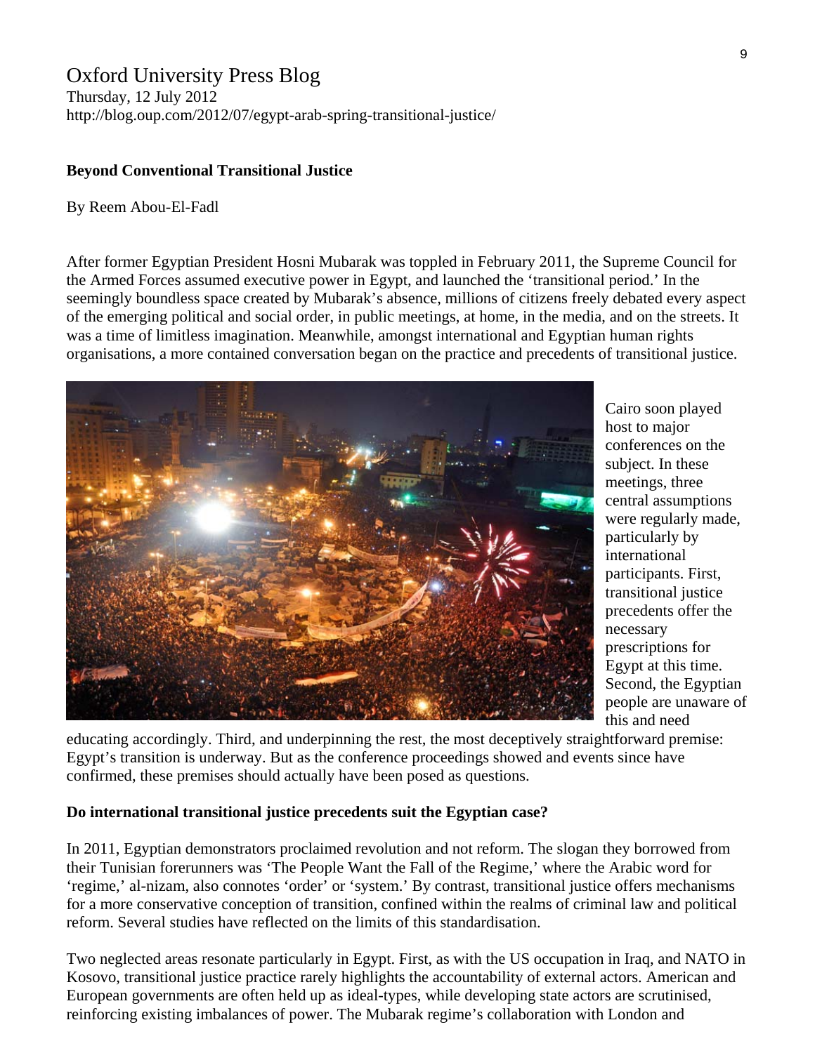# Oxford University Press Blog

Thursday, 12 July 2012
http://blog.oup.com/2012/07/egypt-arab-spring-transitional-justice/

**Beyond Conventional Transitional Justice**

By Reem Abou-El-Fadl

After former Egyptian President Hosni Mubarak was toppled in February 2011, the Supreme Council for the Armed Forces assumed executive power in Egypt, and launched the 'transitional period.' In the seemingly boundless space created by Mubarak's absence, millions of citizens freely debated every aspect of the emerging political and social order, in public meetings, at home, in the media, and on the streets. It was a time of limitless imagination. Meanwhile, amongst international and Egyptian human rights organisations, a more contained conversation began on the practice and precedents of transitional justice.

Cairo soon played host to major conferences on the subject. In these meetings, three central assumptions were regularly made, particularly by international participants. First, transitional justice precedents offer the necessary prescriptions for Egypt at this time. Second, the Egyptian people are unaware of this and need educating accordingly. Third, and underpinning the rest, the most deceptively straightforward premise: Egypt's transition is underway. But as the conference proceedings showed and events since have confirmed, these premises should actually have been posed as questions.

**Do international transitional justice precedents suit the Egyptian case?**

In 2011, Egyptian demonstrators proclaimed revolution and not reform. The slogan they borrowed from their Tunisian forerunners was 'The People Want the Fall of the Regime,' where the Arabic word for 'regime,' al-nizam, also connotes 'order' or 'system.' By contrast, transitional justice offers mechanisms for a more conservative conception of transition, confined within the realms of criminal law and political reform. Several studies have reflected on the limits of this standardisation.

Two neglected areas resonate particularly in Egypt. First, as with the US occupation in Iraq, and NATO in Kosovo, transitional justice practice rarely highlights the accountability of external actors. American and European governments are often held up as ideal-types, while developing state actors are scrutinised, reinforcing existing imbalances of power. The Mubarak regime's collaboration with London and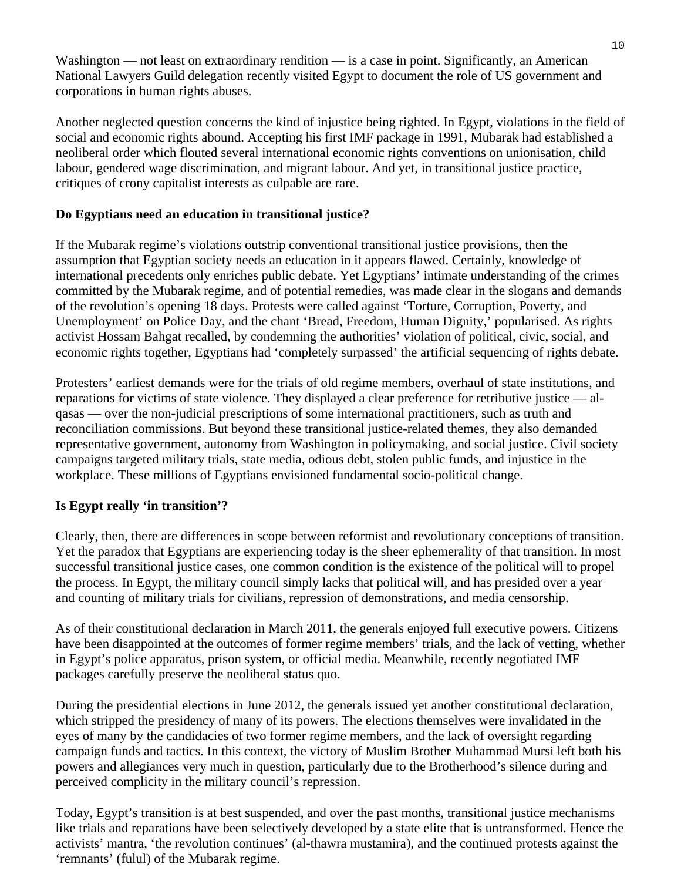Washington — not least on extraordinary rendition — is a case in point. Significantly, an American National Lawyers Guild delegation recently visited Egypt to document the role of US government and corporations in human rights abuses.

Another neglected question concerns the kind of injustice being righted. In Egypt, violations in the field of social and economic rights abound. Accepting his first IMF package in 1991, Mubarak had established a neoliberal order which flouted several international economic rights conventions on unionisation, child labour, gendered wage discrimination, and migrant labour. And yet, in transitional justice practice, critiques of crony capitalist interests as culpable are rare.

**Do Egyptians need an education in transitional justice?**

If the Mubarak regime's violations outstrip conventional transitional justice provisions, then the assumption that Egyptian society needs an education in it appears flawed. Certainly, knowledge of international precedents only enriches public debate. Yet Egyptians' intimate understanding of the crimes committed by the Mubarak regime, and of potential remedies, was made clear in the slogans and demands of the revolution's opening 18 days. Protests were called against 'Torture, Corruption, Poverty, and Unemployment' on Police Day, and the chant 'Bread, Freedom, Human Dignity,' popularised. As rights activist Hossam Bahgat recalled, by condemning the authorities' violation of political, civic, social, and economic rights together, Egyptians had 'completely surpassed' the artificial sequencing of rights debate.

Protesters' earliest demands were for the trials of old regime members, overhaul of state institutions, and reparations for victims of state violence. They displayed a clear preference for retributive justice — al-qasas — over the non-judicial prescriptions of some international practitioners, such as truth and reconciliation commissions. But beyond these transitional justice-related themes, they also demanded representative government, autonomy from Washington in policymaking, and social justice. Civil society campaigns targeted military trials, state media, odious debt, stolen public funds, and injustice in the workplace. These millions of Egyptians envisioned fundamental socio-political change.

**Is Egypt really 'in transition'?**

Clearly, then, there are differences in scope between reformist and revolutionary conceptions of transition. Yet the paradox that Egyptians are experiencing today is the sheer ephemerality of that transition. In most successful transitional justice cases, one common condition is the existence of the political will to propel the process. In Egypt, the military council simply lacks that political will, and has presided over a year and counting of military trials for civilians, repression of demonstrations, and media censorship.

As of their constitutional declaration in March 2011, the generals enjoyed full executive powers. Citizens have been disappointed at the outcomes of former regime members' trials, and the lack of vetting, whether in Egypt's police apparatus, prison system, or official media. Meanwhile, recently negotiated IMF packages carefully preserve the neoliberal status quo.

During the presidential elections in June 2012, the generals issued yet another constitutional declaration, which stripped the presidency of many of its powers. The elections themselves were invalidated in the eyes of many by the candidacies of two former regime members, and the lack of oversight regarding campaign funds and tactics. In this context, the victory of Muslim Brother Muhammad Mursi left both his powers and allegiances very much in question, particularly due to the Brotherhood's silence during and perceived complicity in the military council's repression.

Today, Egypt's transition is at best suspended, and over the past months, transitional justice mechanisms like trials and reparations have been selectively developed by a state elite that is untransformed. Hence the activists' mantra, 'the revolution continues' (al-thawra mustamira), and the continued protests against the 'remnants' (fulul) of the Mubarak regime.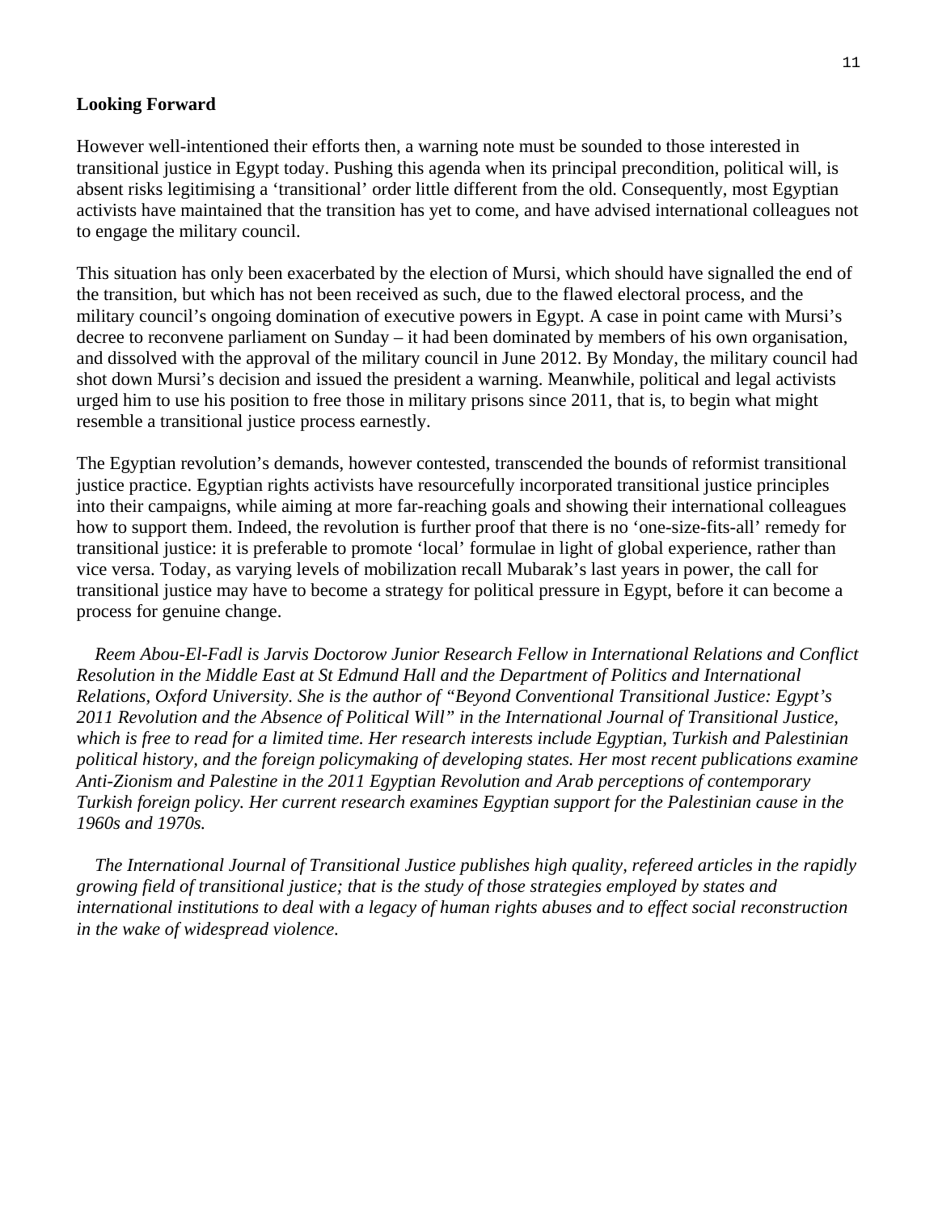**Looking Forward**

However well-intentioned their efforts then, a warning note must be sounded to those interested in transitional justice in Egypt today. Pushing this agenda when its principal precondition, political will, is absent risks legitimising a 'transitional' order little different from the old. Consequently, most Egyptian activists have maintained that the transition has yet to come, and have advised international colleagues not to engage the military council.

This situation has only been exacerbated by the election of Mursi, which should have signalled the end of the transition, but which has not been received as such, due to the flawed electoral process, and the military council's ongoing domination of executive powers in Egypt. A case in point came with Mursi's decree to reconvene parliament on Sunday – it had been dominated by members of his own organisation, and dissolved with the approval of the military council in June 2012. By Monday, the military council had shot down Mursi's decision and issued the president a warning. Meanwhile, political and legal activists urged him to use his position to free those in military prisons since 2011, that is, to begin what might resemble a transitional justice process earnestly.

The Egyptian revolution's demands, however contested, transcended the bounds of reformist transitional justice practice. Egyptian rights activists have resourcefully incorporated transitional justice principles into their campaigns, while aiming at more far-reaching goals and showing their international colleagues how to support them. Indeed, the revolution is further proof that there is no 'one-size-fits-all' remedy for transitional justice: it is preferable to promote 'local' formulae in light of global experience, rather than vice versa. Today, as varying levels of mobilization recall Mubarak's last years in power, the call for transitional justice may have to become a strategy for political pressure in Egypt, before it can become a process for genuine change.

*Reem Abou-El-Fadl is Jarvis Doctorow Junior Research Fellow in International Relations and Conflict Resolution in the Middle East at St Edmund Hall and the Department of Politics and International Relations, Oxford University. She is the author of "Beyond Conventional Transitional Justice: Egypt's 2011 Revolution and the Absence of Political Will" in the International Journal of Transitional Justice, which is free to read for a limited time. Her research interests include Egyptian, Turkish and Palestinian political history, and the foreign policymaking of developing states. Her most recent publications examine Anti-Zionism and Palestine in the 2011 Egyptian Revolution and Arab perceptions of contemporary Turkish foreign policy. Her current research examines Egyptian support for the Palestinian cause in the 1960s and 1970s.*

*The International Journal of Transitional Justice publishes high quality, refereed articles in the rapidly growing field of transitional justice; that is the study of those strategies employed by states and international institutions to deal with a legacy of human rights abuses and to effect social reconstruction in the wake of widespread violence.*